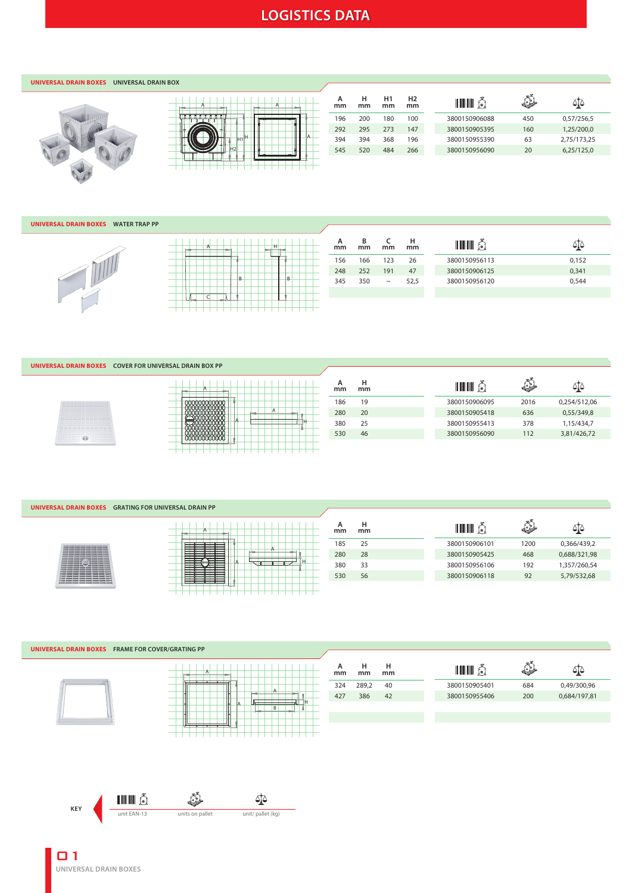# LOGISTICS DATA

## UNIVERSAL DRAIN BOXES — UNIVERSAL DRAIN BOX

| A mm | H mm | H1 mm | H2 mm | unit EAN-13 | units on pallet | unit/ pallet (kg) |
|---|---|---|---|---|---|---|
| 196 | 200 | 180 | 100 | 3800150906088 | 450 | 0,57/256,5 |
| 292 | 295 | 273 | 147 | 3800150905395 | 160 | 1,25/200,0 |
| 394 | 394 | 368 | 196 | 3800150955390 | 63 | 2,75/173,25 |
| 545 | 520 | 484 | 266 | 3800150956090 | 20 | 6,25/125,0 |

## UNIVERSAL DRAIN BOXES — WATER TRAP PP

| A mm | B mm | C mm | H mm | unit EAN-13 | unit/ pallet (kg) |
|---|---|---|---|---|---|
| 156 | 166 | 123 | 26 | 3800150956113 | 0,152 |
| 248 | 252 | 191 | 47 | 3800150906125 | 0,341 |
| 345 | 350 | ~ | 52,5 | 3800150956120 | 0,544 |

## UNIVERSAL DRAIN BOXES — COVER FOR UNIVERSAL DRAIN BOX PP

| A mm | H mm | unit EAN-13 | units on pallet | unit/ pallet (kg) |
|---|---|---|---|---|
| 186 | 19 | 3800150906095 | 2016 | 0,254/512,06 |
| 280 | 20 | 3800150905418 | 636 | 0,55/349,8 |
| 380 | 25 | 3800150955413 | 378 | 1,15/434,7 |
| 530 | 46 | 3800150956090 | 112 | 3,81/426,72 |

## UNIVERSAL DRAIN BOXES — GRATING FOR UNIVERSAL DRAIN PP

| A mm | H mm | unit EAN-13 | units on pallet | unit/ pallet (kg) |
|---|---|---|---|---|
| 185 | 25 | 3800150906101 | 1200 | 0,366/439,2 |
| 280 | 28 | 3800150905425 | 468 | 0,688/321,98 |
| 380 | 33 | 3800150956106 | 192 | 1,357/260,54 |
| 530 | 56 | 3800150906118 | 92 | 5,79/532,68 |

## UNIVERSAL DRAIN BOXES — FRAME FOR COVER/GRATING PP

| A mm | H mm | H mm | unit EAN-13 | units on pallet | unit/ pallet (kg) |
|---|---|---|---|---|---|
| 324 | 289,2 | 40 | 3800150905401 | 684 | 0,49/300,96 |
| 427 | 386 | 42 | 3800150955406 | 200 | 0,684/197,81 |

**KEY**

- unit EAN-13
- units on pallet
- unit/ pallet (kg)

**01**
UNIVERSAL DRAIN BOXES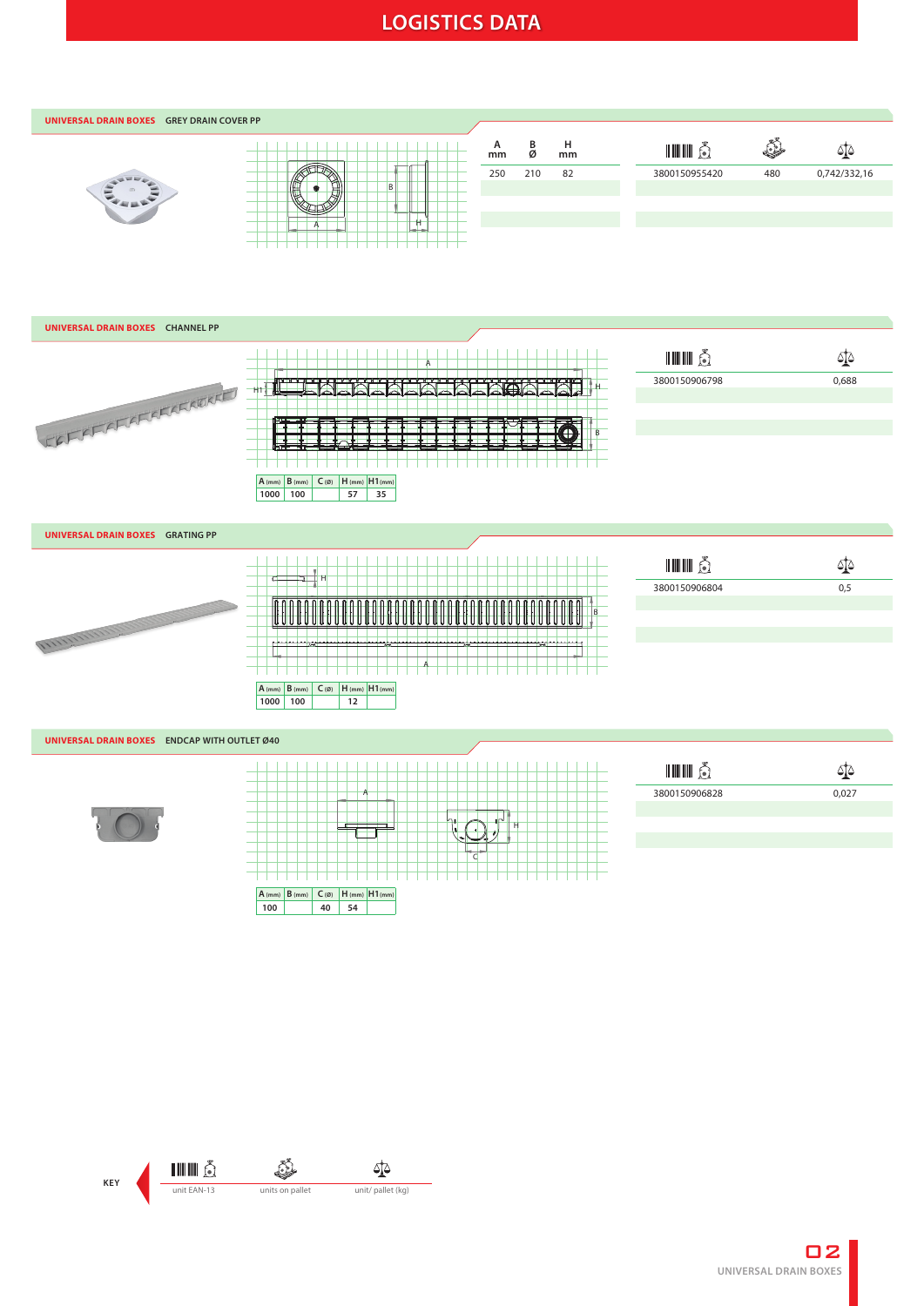# LOGISTICS DATA

## UNIVERSAL DRAIN BOXES — GREY DRAIN COVER PP

| A mm | B Ø | H mm |
|---|---|---|
| 250 | 210 | 82 |

| unit EAN-13 | units on pallet | unit/ pallet (kg) |
|---|---|---|
| 3800150955420 | 480 | 0,742/332,16 |

## UNIVERSAL DRAIN BOXES — CHANNEL PP

| A (mm) | B (mm) | C (Ø) | H (mm) | H1 (mm) |
|---|---|---|---|---|
| 1000 | 100 | | 57 | 35 |

| unit EAN-13 | unit/ pallet (kg) |
|---|---|
| 3800150906798 | 0,688 |

## UNIVERSAL DRAIN BOXES — GRATING PP

| A (mm) | B (mm) | C (Ø) | H (mm) | H1 (mm) |
|---|---|---|---|---|
| 1000 | 100 | | 12 | |

| unit EAN-13 | unit/ pallet (kg) |
|---|---|
| 3800150906804 | 0,5 |

## UNIVERSAL DRAIN BOXES — ENDCAP WITH OUTLET Ø40

| A (mm) | B (mm) | C (Ø) | H (mm) | H1 (mm) |
|---|---|---|---|---|
| 100 | | 40 | 54 | |

| unit EAN-13 | unit/ pallet (kg) |
|---|---|
| 3800150906828 | 0,027 |

**KEY**

unit EAN-13 — units on pallet — unit/ pallet (kg)

02 UNIVERSAL DRAIN BOXES